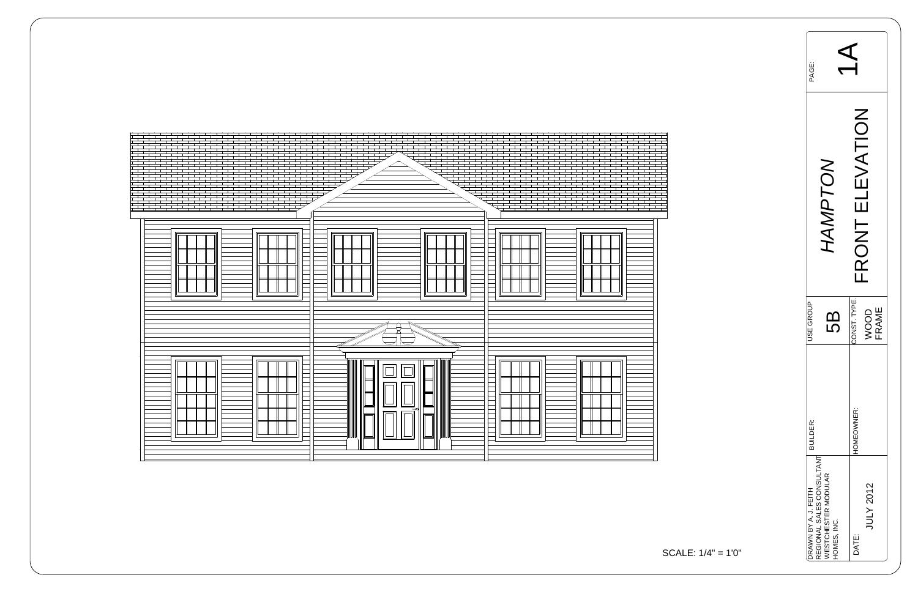# HAMPTON

## FRONT ELEVATION

SCALE: 1/4" = 1'0"

PAGE: 1A

USE GROUP: 5B

CONST. TYPE: WOOD FRAME

BUILDER:

HOMEOWNER:

DRAWN BY A. J. FEITH
REGIONAL SALES CONSULTANT
WESTCHESTER MODULAR
HOMES, INC.

DATE: JULY 2012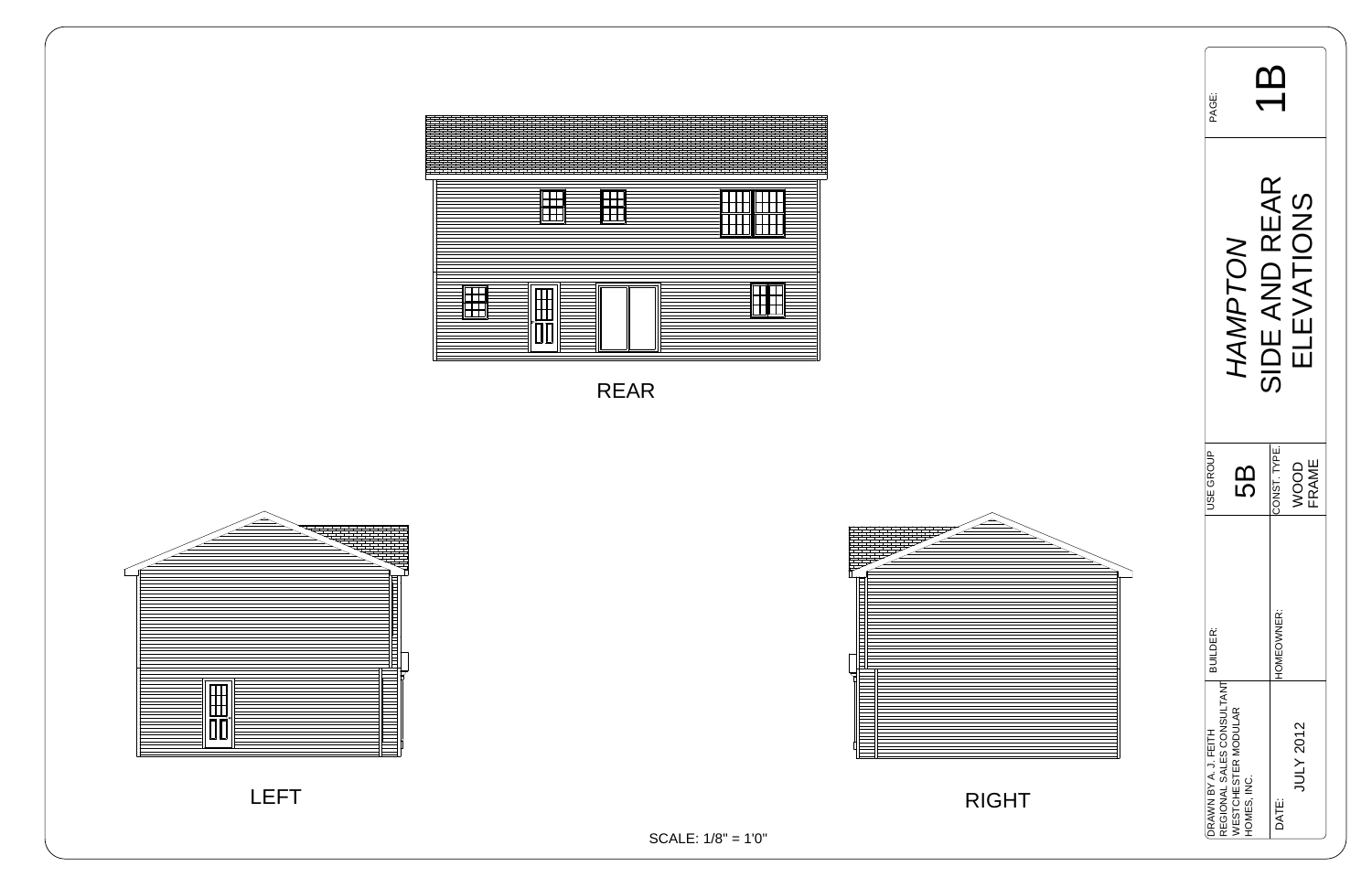REAR

LEFT

RIGHT

SCALE: 1/8" = 1'0"

| | |
|---|---|
| PAGE: | 1B |
| *HAMPTON* SIDE AND REAR ELEVATIONS | |
| USE GROUP | 5B |
| CONST. TYPE: | WOOD FRAME |
| BUILDER: | |
| HOMEOWNER: | |
| DRAWN BY A. J. FEITH REGIONAL SALES CONSULTANT WESTCHESTER MODULAR HOMES, INC. | |
| DATE: | JULY 2012 |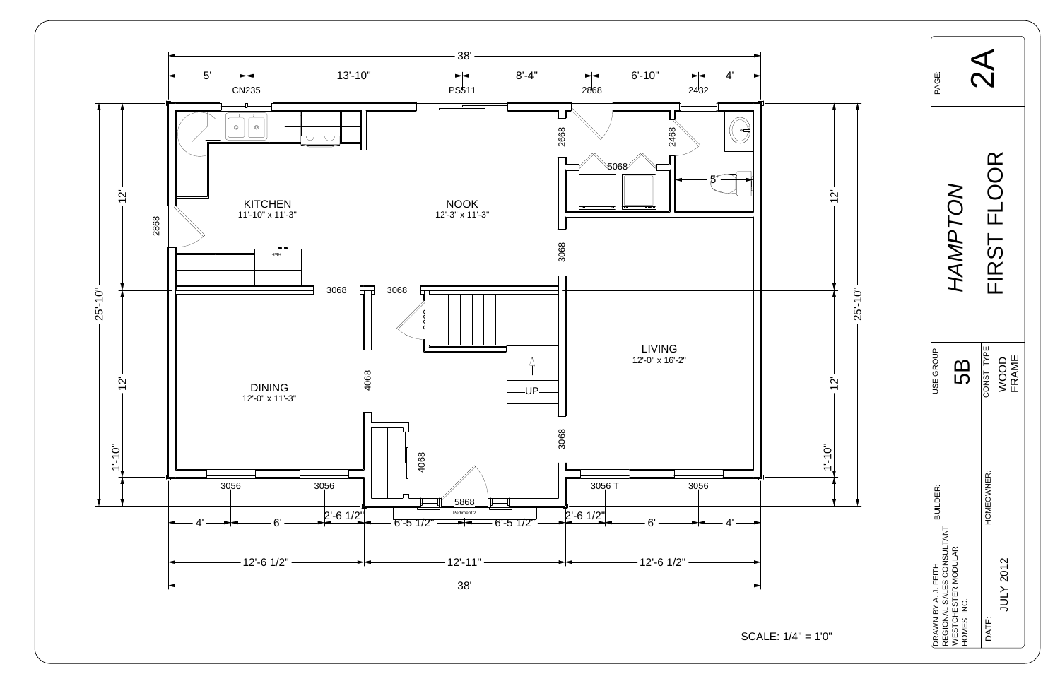# HAMPTON

## FIRST FLOOR

PAGE: 2A

SCALE: 1/4" = 1'0"

**Rooms:**

- KITCHEN 11'-10" x 11'-3"
- NOOK 12'-3" x 11'-3"
- DINING 12'-0" x 11'-3"
- LIVING 12'-0" x 16'-2"

**Overall dimensions:** 38' x 25'-10"

**Top dimensions:** 5' | 13'-10" | 8'-4" | 6'-10" | 4' (total 38')

**Bottom dimensions:** 4' | 6' | 2'-6 1/2" | 6'-5 1/2" | 6'-5 1/2" | 2'-6 1/2" | 6' | 4'

12'-6 1/2" | 12'-11" | 12'-6 1/2" (total 38')

**Side dimensions:** 12' | 12' | 1'-10" (total 25'-10")

**Windows/Doors:** CN235, PS511, 2868, 2432, 2668, 2468, 5068, 5', 2868, 3068, 3068, 3068, 4068, 4068, 3068, 3056, 3056, 5868, Pediment 2, 3056 T, 3056, REF., UP

| USE GROUP | CONST. TYPE |
| --- | --- |
| 5B | WOOD FRAME |

| BUILDER: | HOMEOWNER: |
| --- | --- |
| | |

DRAWN BY A. J. FEITH
REGIONAL SALES CONSULTANT
WESTCHESTER MODULAR
HOMES, INC.

DATE: JULY 2012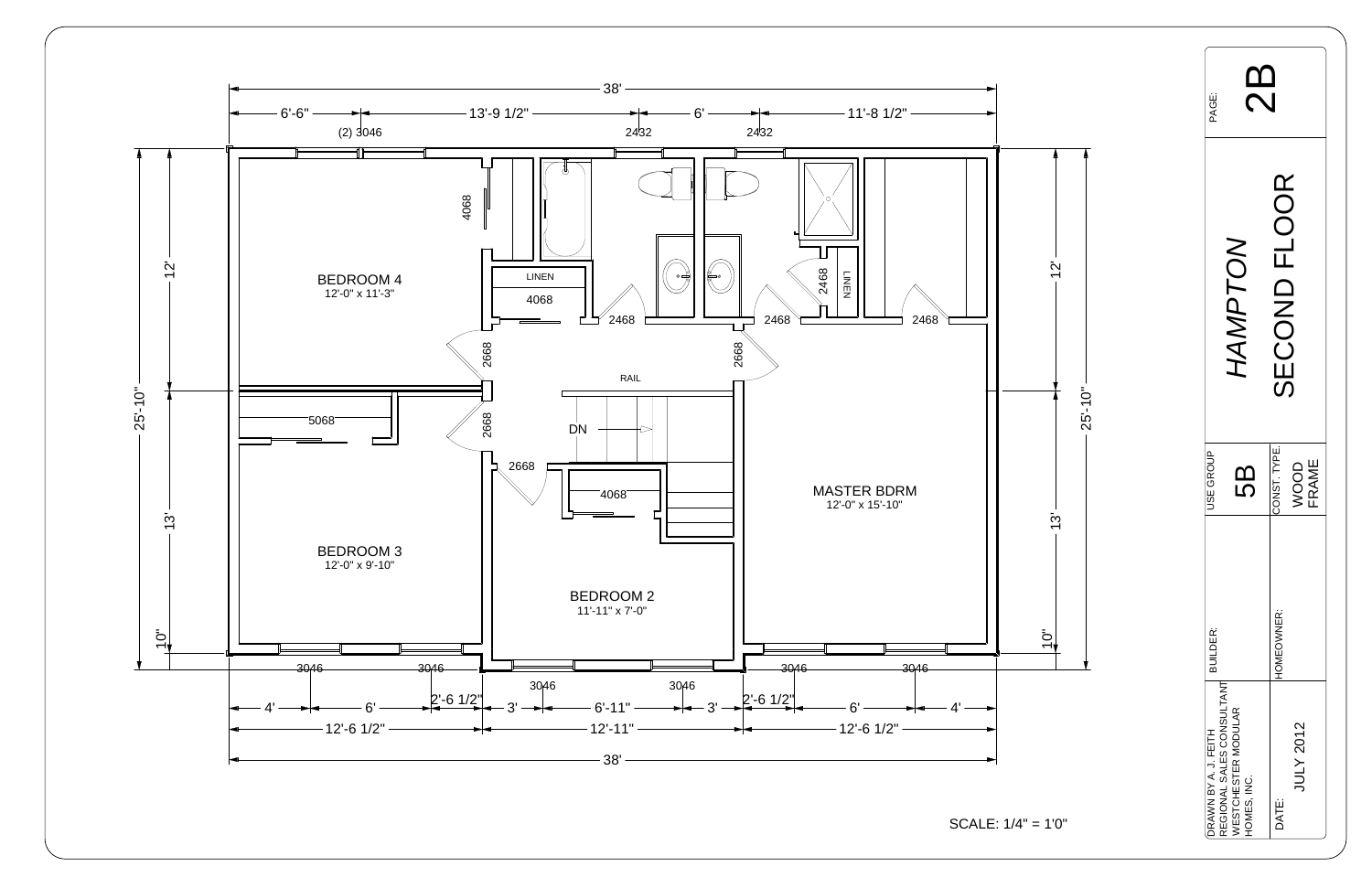38'

6'-6" | 13'-9 1/2" | 6' | 11'-8 1/2"

(2) 3046

2432

2432

BEDROOM 4
12'-0" x 11'-3"

4068

LINEN

4068

2468

2468

2468

LINEN

2468

2668

2668

RAIL

2668

5068

DN

2668

4068

MASTER BDRM
12'-0" x 15'-10"

BEDROOM 3
12'-0" x 9'-10"

BEDROOM 2
11'-11" x 7'-0"

12'

13'

10"

25'-10"

3046

3046

3046

3046

3046

3046

4' | 6' | 2'-6 1/2" | 3' | 6'-11" | 3' | 2'-6 1/2" | 6' | 4'

12'-6 1/2" | 12'-11" | 12'-6 1/2"

38'

SCALE: 1/4" = 1'0"

PAGE: 2B

*HAMPTON*
SECOND FLOOR

USE GROUP: 5B

CONST. TYPE: WOOD FRAME

BUILDER:

HOMEOWNER:

DRAWN BY A. J. FEITH
REGIONAL SALES CONSULTANT
WESTCHESTER MODULAR
HOMES, INC.

DATE: JULY 2012